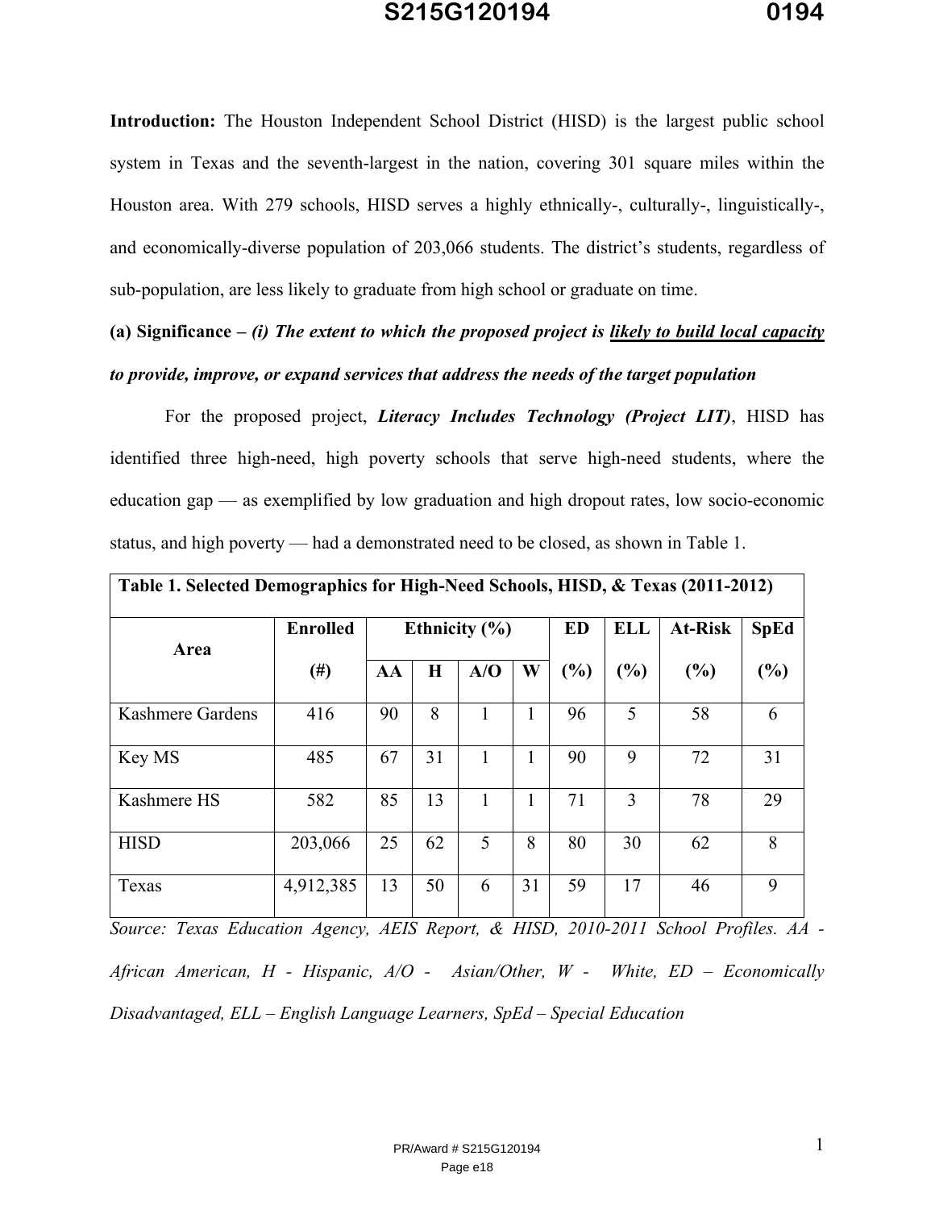**Introduction:** The Houston Independent School District (HISD) is the largest public school system in Texas and the seventh-largest in the nation, covering 301 square miles within the Houston area. With 279 schools, HISD serves a highly ethnically-, culturally-, linguistically-, and economically-diverse population of 203,066 students. The district's students, regardless of sub-population, are less likely to graduate from high school or graduate on time.

**(a) Significance –** ***(i) The extent to which the proposed project is <u>likely to build local capacity</u> to provide, improve, or expand services that address the needs of the target population***

For the proposed project, ***Literacy Includes Technology (Project LIT)***, HISD has identified three high-need, high poverty schools that serve high-need students, where the education gap — as exemplified by low graduation and high dropout rates, low socio-economic status, and high poverty — had a demonstrated need to be closed, as shown in Table 1.

**Table 1. Selected Demographics for High-Need Schools, HISD, & Texas (2011-2012)**

| Area | Enrolled (#) | Ethnicity (%) | | | | ED (%) | ELL (%) | At-Risk (%) | SpEd (%) |
|---|---|---|---|---|---|---|---|---|---|
| | | AA | H | A/O | W | | | | |
| Kashmere Gardens | 416 | 90 | 8 | 1 | 1 | 96 | 5 | 58 | 6 |
| Key MS | 485 | 67 | 31 | 1 | 1 | 90 | 9 | 72 | 31 |
| Kashmere HS | 582 | 85 | 13 | 1 | 1 | 71 | 3 | 78 | 29 |
| HISD | 203,066 | 25 | 62 | 5 | 8 | 80 | 30 | 62 | 8 |
| Texas | 4,912,385 | 13 | 50 | 6 | 31 | 59 | 17 | 46 | 9 |

*Source: Texas Education Agency, AEIS Report, & HISD, 2010-2011 School Profiles. AA - African American, H - Hispanic, A/O - Asian/Other, W - White, ED – Economically Disadvantaged, ELL – English Language Learners, SpEd – Special Education*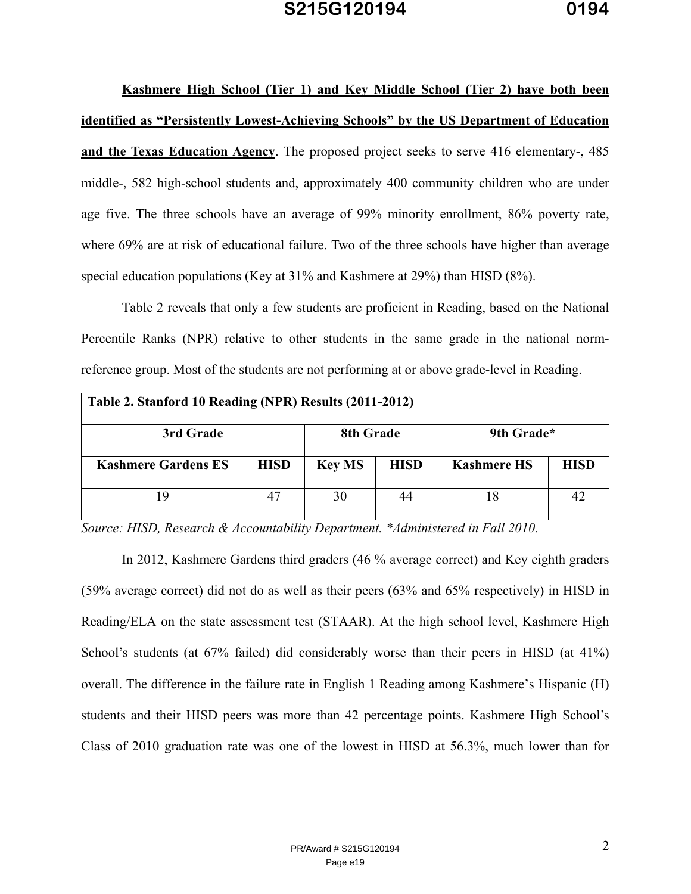**Kashmere High School (Tier 1) and Key Middle School (Tier 2) have both been identified as "Persistently Lowest-Achieving Schools" by the US Department of Education and the Texas Education Agency**. The proposed project seeks to serve 416 elementary-, 485 middle-, 582 high-school students and, approximately 400 community children who are under age five. The three schools have an average of 99% minority enrollment, 86% poverty rate, where 69% are at risk of educational failure. Two of the three schools have higher than average special education populations (Key at 31% and Kashmere at 29%) than HISD (8%).

Table 2 reveals that only a few students are proficient in Reading, based on the National Percentile Ranks (NPR) relative to other students in the same grade in the national norm-reference group. Most of the students are not performing at or above grade-level in Reading.

| **Table 2. Stanford 10 Reading (NPR) Results (2011-2012)** | | | | | |
|---|---|---|---|---|---|
| **3rd Grade** | | **8th Grade** | | **9th Grade*** | |
| **Kashmere Gardens ES** | **HISD** | **Key MS** | **HISD** | **Kashmere HS** | **HISD** |
| 19 | 47 | 30 | 44 | 18 | 42 |

*Source: HISD, Research & Accountability Department. *Administered in Fall 2010.*

In 2012, Kashmere Gardens third graders (46 % average correct) and Key eighth graders (59% average correct) did not do as well as their peers (63% and 65% respectively) in HISD in Reading/ELA on the state assessment test (STAAR). At the high school level, Kashmere High School's students (at 67% failed) did considerably worse than their peers in HISD (at 41%) overall. The difference in the failure rate in English 1 Reading among Kashmere's Hispanic (H) students and their HISD peers was more than 42 percentage points. Kashmere High School's Class of 2010 graduation rate was one of the lowest in HISD at 56.3%, much lower than for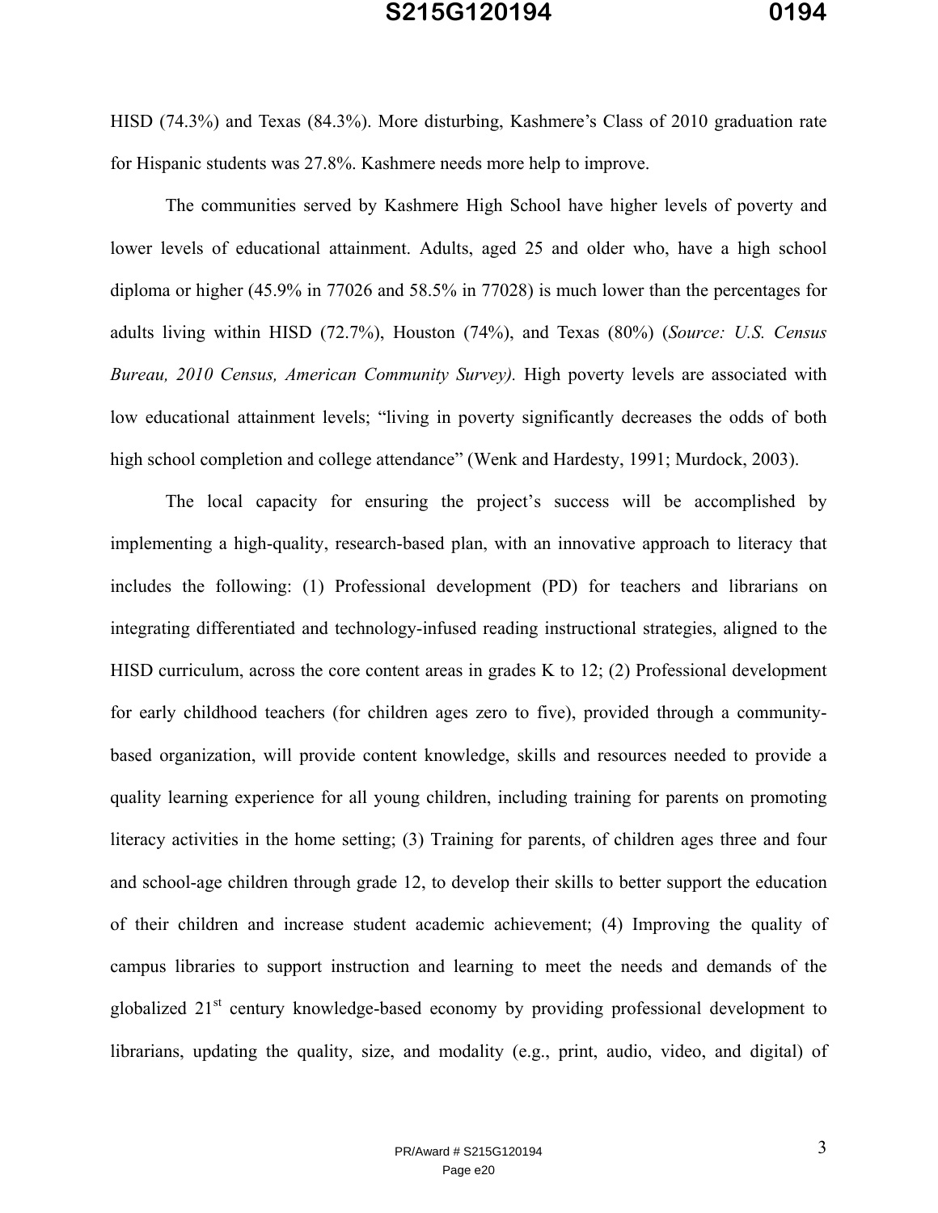HISD (74.3%) and Texas (84.3%). More disturbing, Kashmere's Class of 2010 graduation rate for Hispanic students was 27.8%. Kashmere needs more help to improve.

The communities served by Kashmere High School have higher levels of poverty and lower levels of educational attainment. Adults, aged 25 and older who, have a high school diploma or higher (45.9% in 77026 and 58.5% in 77028) is much lower than the percentages for adults living within HISD (72.7%), Houston (74%), and Texas (80%) (*Source: U.S. Census Bureau, 2010 Census, American Community Survey).* High poverty levels are associated with low educational attainment levels; "living in poverty significantly decreases the odds of both high school completion and college attendance" (Wenk and Hardesty, 1991; Murdock, 2003).

The local capacity for ensuring the project's success will be accomplished by implementing a high-quality, research-based plan, with an innovative approach to literacy that includes the following: (1) Professional development (PD) for teachers and librarians on integrating differentiated and technology-infused reading instructional strategies, aligned to the HISD curriculum, across the core content areas in grades K to 12; (2) Professional development for early childhood teachers (for children ages zero to five), provided through a community-based organization, will provide content knowledge, skills and resources needed to provide a quality learning experience for all young children, including training for parents on promoting literacy activities in the home setting; (3) Training for parents, of children ages three and four and school-age children through grade 12, to develop their skills to better support the education of their children and increase student academic achievement; (4) Improving the quality of campus libraries to support instruction and learning to meet the needs and demands of the globalized 21st century knowledge-based economy by providing professional development to librarians, updating the quality, size, and modality (e.g., print, audio, video, and digital) of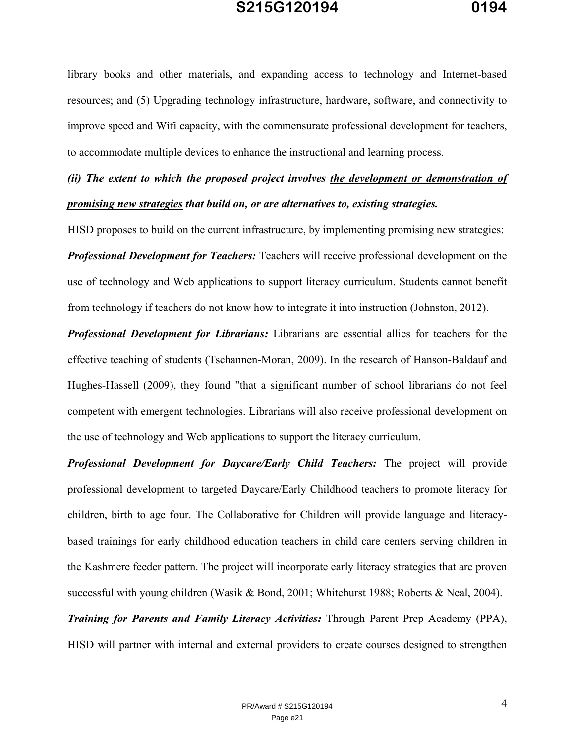library books and other materials, and expanding access to technology and Internet-based resources; and (5) Upgrading technology infrastructure, hardware, software, and connectivity to improve speed and Wifi capacity, with the commensurate professional development for teachers, to accommodate multiple devices to enhance the instructional and learning process.

***(ii) The extent to which the proposed project involves <u>the development or demonstration of promising new strategies</u> that build on, or are alternatives to, existing strategies.***

HISD proposes to build on the current infrastructure, by implementing promising new strategies:

***Professional Development for Teachers:*** Teachers will receive professional development on the use of technology and Web applications to support literacy curriculum. Students cannot benefit from technology if teachers do not know how to integrate it into instruction (Johnston, 2012).

***Professional Development for Librarians:*** Librarians are essential allies for teachers for the effective teaching of students (Tschannen-Moran, 2009). In the research of Hanson-Baldauf and Hughes-Hassell (2009), they found "that a significant number of school librarians do not feel competent with emergent technologies. Librarians will also receive professional development on the use of technology and Web applications to support the literacy curriculum.

***Professional Development for Daycare/Early Child Teachers:*** The project will provide professional development to targeted Daycare/Early Childhood teachers to promote literacy for children, birth to age four. The Collaborative for Children will provide language and literacy-based trainings for early childhood education teachers in child care centers serving children in the Kashmere feeder pattern. The project will incorporate early literacy strategies that are proven successful with young children (Wasik & Bond, 2001; Whitehurst 1988; Roberts & Neal, 2004).

***Training for Parents and Family Literacy Activities:*** Through Parent Prep Academy (PPA), HISD will partner with internal and external providers to create courses designed to strengthen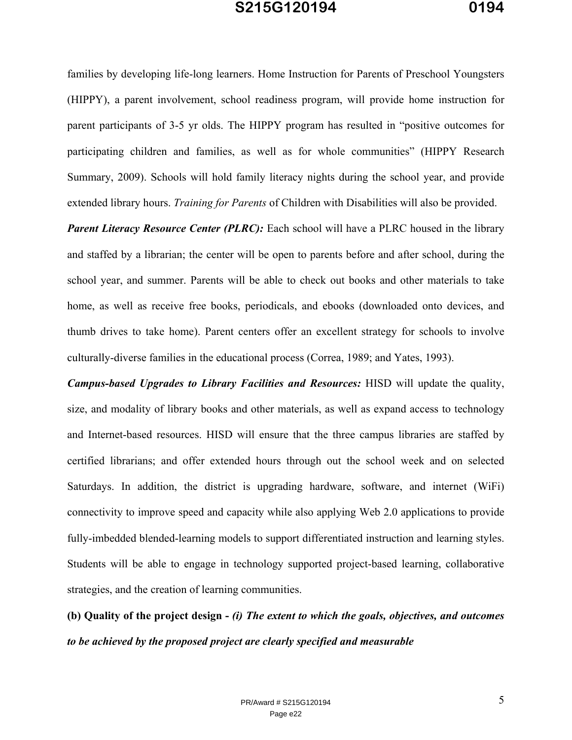families by developing life-long learners. Home Instruction for Parents of Preschool Youngsters (HIPPY), a parent involvement, school readiness program, will provide home instruction for parent participants of 3-5 yr olds. The HIPPY program has resulted in "positive outcomes for participating children and families, as well as for whole communities" (HIPPY Research Summary, 2009). Schools will hold family literacy nights during the school year, and provide extended library hours. *Training for Parents* of Children with Disabilities will also be provided.

***Parent Literacy Resource Center (PLRC):*** Each school will have a PLRC housed in the library and staffed by a librarian; the center will be open to parents before and after school, during the school year, and summer. Parents will be able to check out books and other materials to take home, as well as receive free books, periodicals, and ebooks (downloaded onto devices, and thumb drives to take home). Parent centers offer an excellent strategy for schools to involve culturally-diverse families in the educational process (Correa, 1989; and Yates, 1993).

***Campus-based Upgrades to Library Facilities and Resources:*** HISD will update the quality, size, and modality of library books and other materials, as well as expand access to technology and Internet-based resources. HISD will ensure that the three campus libraries are staffed by certified librarians; and offer extended hours through out the school week and on selected Saturdays. In addition, the district is upgrading hardware, software, and internet (WiFi) connectivity to improve speed and capacity while also applying Web 2.0 applications to provide fully-imbedded blended-learning models to support differentiated instruction and learning styles. Students will be able to engage in technology supported project-based learning, collaborative strategies, and the creation of learning communities.

**(b) Quality of the project design -** ***(i) The extent to which the goals, objectives, and outcomes to be achieved by the proposed project are clearly specified and measurable***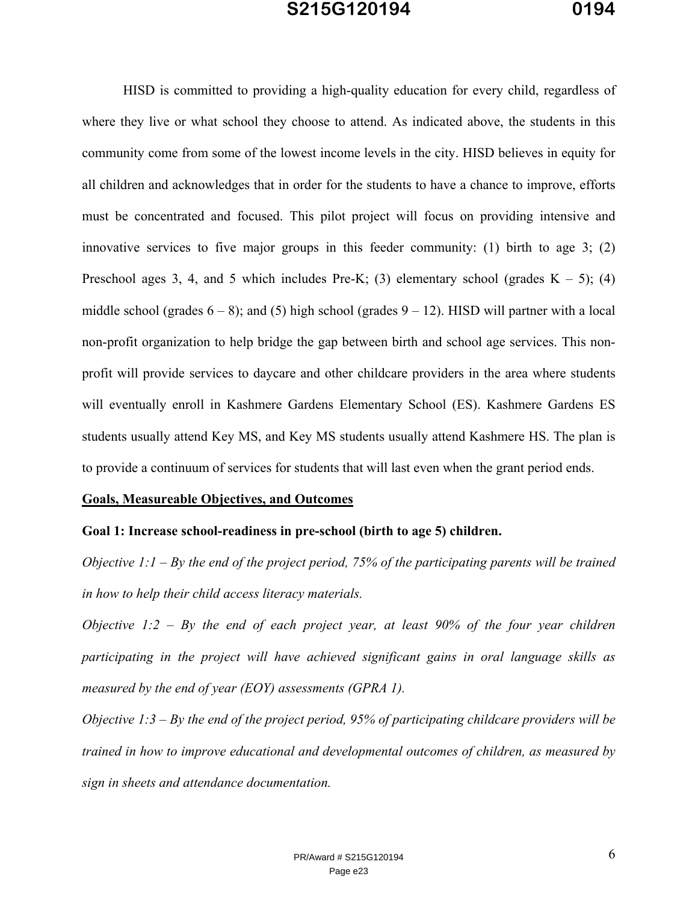HISD is committed to providing a high-quality education for every child, regardless of where they live or what school they choose to attend. As indicated above, the students in this community come from some of the lowest income levels in the city. HISD believes in equity for all children and acknowledges that in order for the students to have a chance to improve, efforts must be concentrated and focused. This pilot project will focus on providing intensive and innovative services to five major groups in this feeder community: (1) birth to age 3; (2) Preschool ages 3, 4, and 5 which includes Pre-K; (3) elementary school (grades K – 5); (4) middle school (grades 6 – 8); and (5) high school (grades 9 – 12). HISD will partner with a local non-profit organization to help bridge the gap between birth and school age services. This non-profit will provide services to daycare and other childcare providers in the area where students will eventually enroll in Kashmere Gardens Elementary School (ES). Kashmere Gardens ES students usually attend Key MS, and Key MS students usually attend Kashmere HS. The plan is to provide a continuum of services for students that will last even when the grant period ends.

**<u>Goals, Measureable Objectives, and Outcomes</u>**

**Goal 1: Increase school-readiness in pre-school (birth to age 5) children.**

*Objective 1:1 – By the end of the project period, 75% of the participating parents will be trained in how to help their child access literacy materials.*

*Objective 1:2 – By the end of each project year, at least 90% of the four year children participating in the project will have achieved significant gains in oral language skills as measured by the end of year (EOY) assessments (GPRA 1).*

*Objective 1:3 – By the end of the project period, 95% of participating childcare providers will be trained in how to improve educational and developmental outcomes of children, as measured by sign in sheets and attendance documentation.*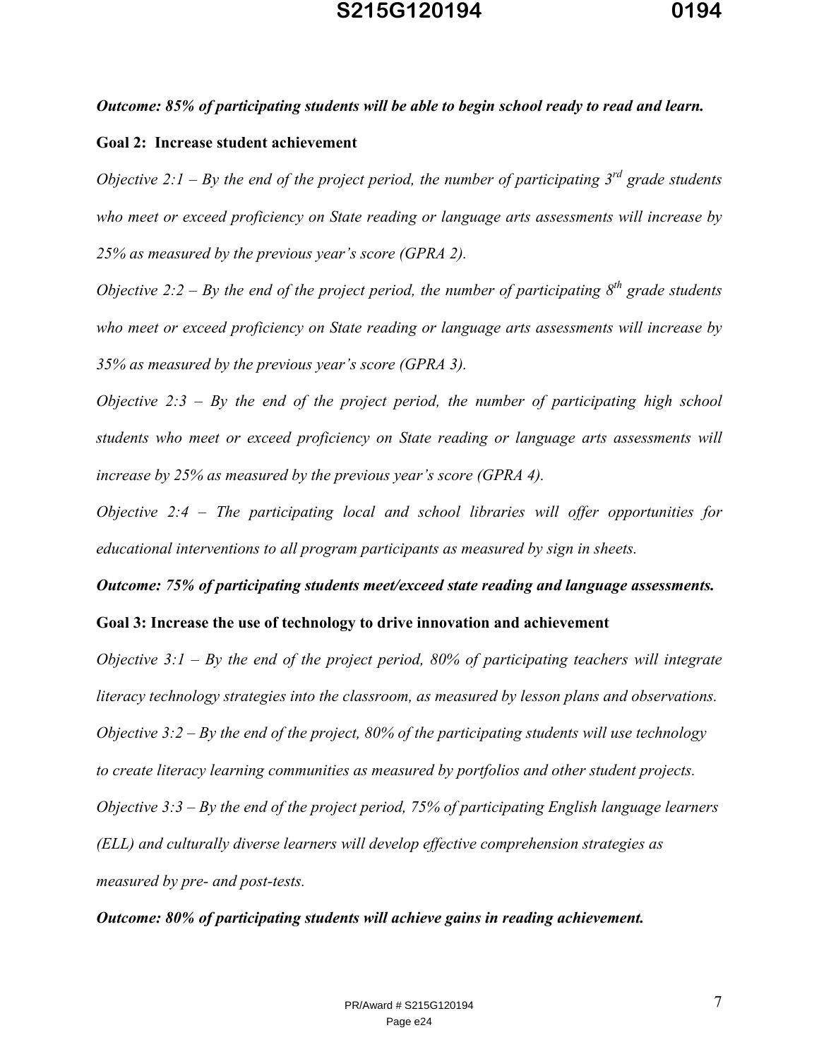***Outcome: 85% of participating students will be able to begin school ready to read and learn.***

**Goal 2: Increase student achievement**

*Objective 2:1 – By the end of the project period, the number of participating 3rd grade students who meet or exceed proficiency on State reading or language arts assessments will increase by 25% as measured by the previous year's score (GPRA 2).*

*Objective 2:2 – By the end of the project period, the number of participating 8th grade students who meet or exceed proficiency on State reading or language arts assessments will increase by 35% as measured by the previous year's score (GPRA 3).*

*Objective 2:3 – By the end of the project period, the number of participating high school students who meet or exceed proficiency on State reading or language arts assessments will increase by 25% as measured by the previous year's score (GPRA 4).*

*Objective 2:4 – The participating local and school libraries will offer opportunities for educational interventions to all program participants as measured by sign in sheets.*

***Outcome: 75% of participating students meet/exceed state reading and language assessments.***

**Goal 3: Increase the use of technology to drive innovation and achievement**

*Objective 3:1 – By the end of the project period, 80% of participating teachers will integrate literacy technology strategies into the classroom, as measured by lesson plans and observations.*

*Objective 3:2 – By the end of the project, 80% of the participating students will use technology to create literacy learning communities as measured by portfolios and other student projects.*

*Objective 3:3 – By the end of the project period, 75% of participating English language learners (ELL) and culturally diverse learners will develop effective comprehension strategies as measured by pre- and post-tests.*

***Outcome: 80% of participating students will achieve gains in reading achievement.***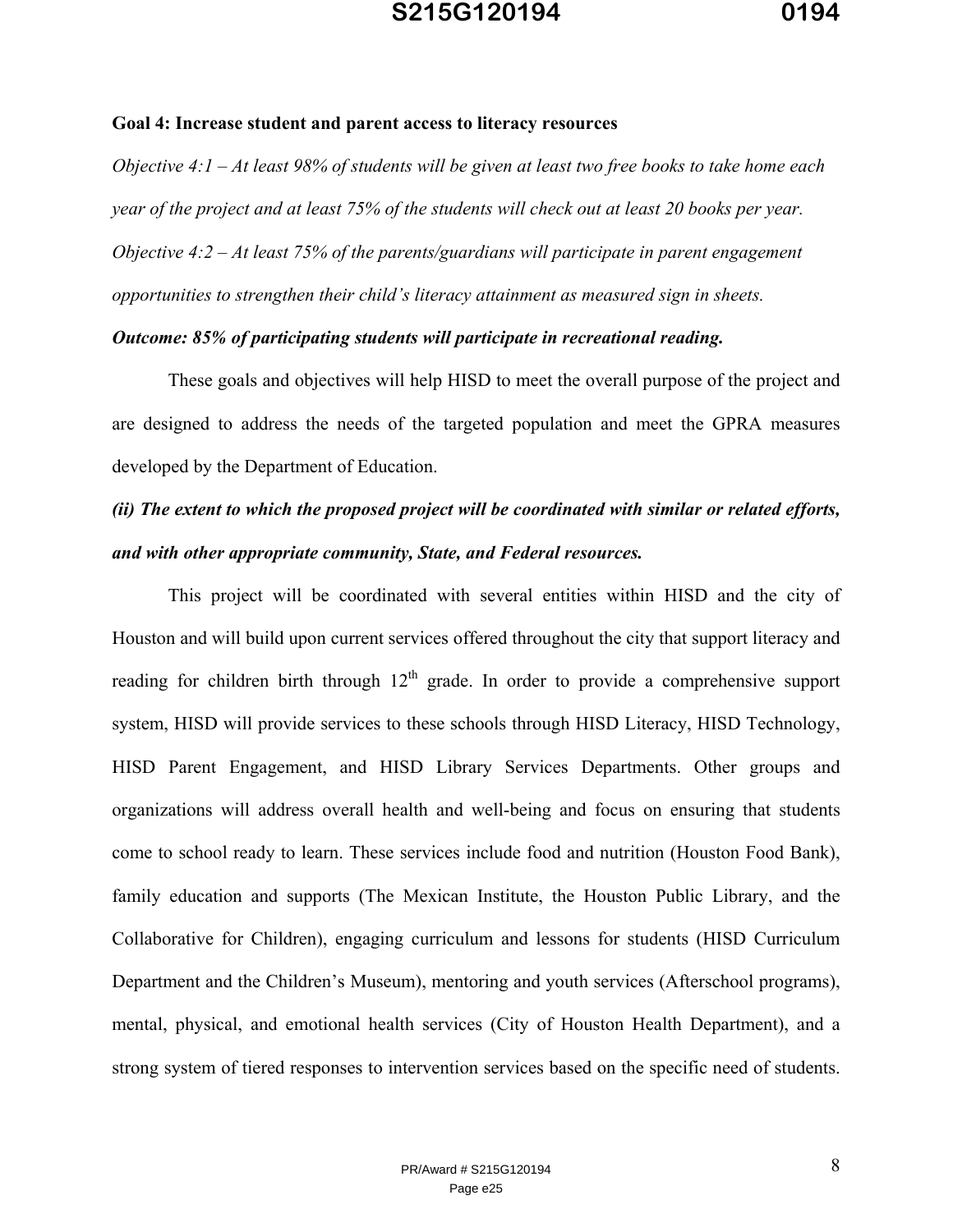**Goal 4: Increase student and parent access to literacy resources**

*Objective 4:1 – At least 98% of students will be given at least two free books to take home each year of the project and at least 75% of the students will check out at least 20 books per year.*

*Objective 4:2 – At least 75% of the parents/guardians will participate in parent engagement opportunities to strengthen their child's literacy attainment as measured sign in sheets.*

***Outcome: 85% of participating students will participate in recreational reading.***

These goals and objectives will help HISD to meet the overall purpose of the project and are designed to address the needs of the targeted population and meet the GPRA measures developed by the Department of Education.

***(ii) The extent to which the proposed project will be coordinated with similar or related efforts, and with other appropriate community, State, and Federal resources.***

This project will be coordinated with several entities within HISD and the city of Houston and will build upon current services offered throughout the city that support literacy and reading for children birth through 12th grade. In order to provide a comprehensive support system, HISD will provide services to these schools through HISD Literacy, HISD Technology, HISD Parent Engagement, and HISD Library Services Departments. Other groups and organizations will address overall health and well-being and focus on ensuring that students come to school ready to learn. These services include food and nutrition (Houston Food Bank), family education and supports (The Mexican Institute, the Houston Public Library, and the Collaborative for Children), engaging curriculum and lessons for students (HISD Curriculum Department and the Children's Museum), mentoring and youth services (Afterschool programs), mental, physical, and emotional health services (City of Houston Health Department), and a strong system of tiered responses to intervention services based on the specific need of students.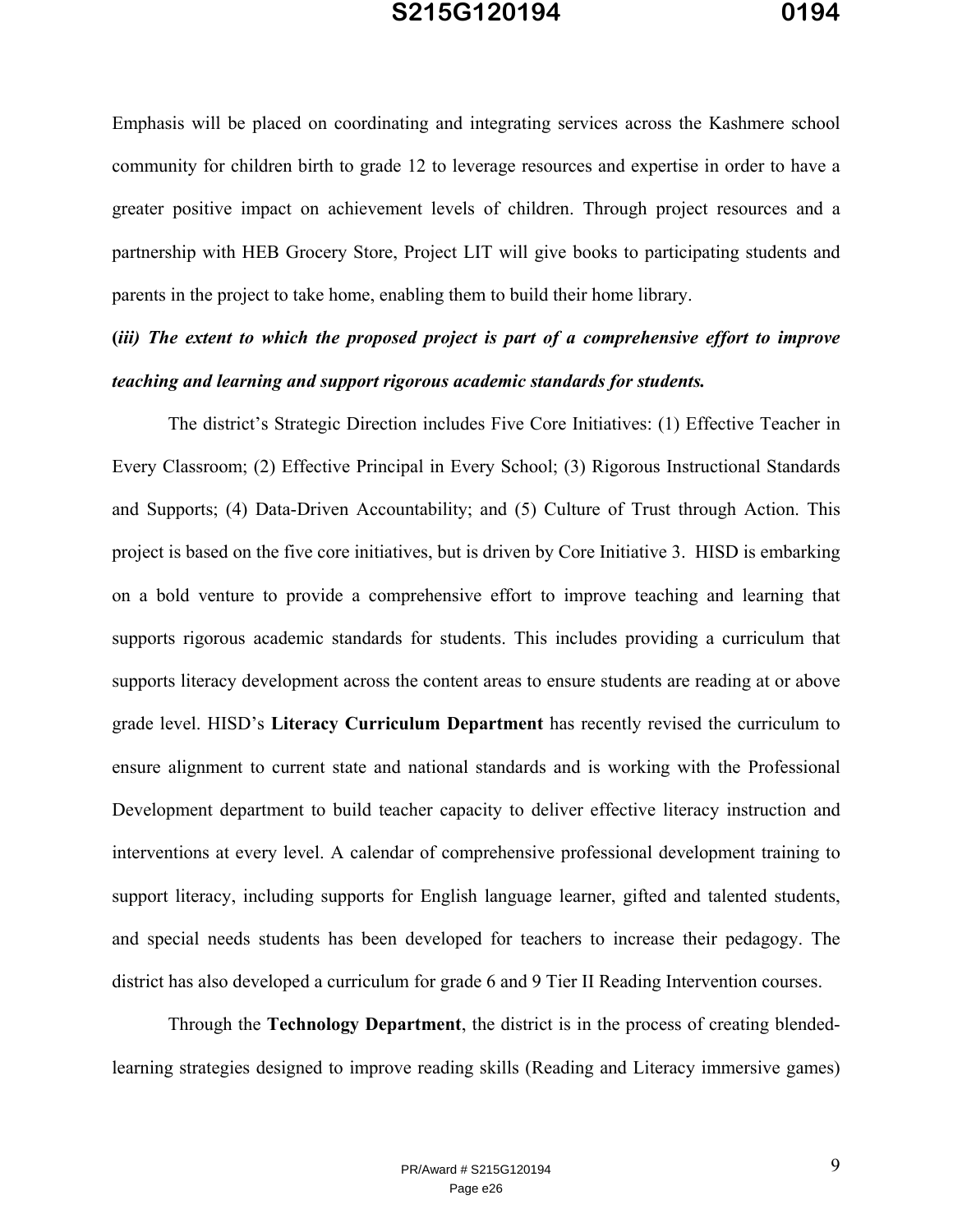Emphasis will be placed on coordinating and integrating services across the Kashmere school community for children birth to grade 12 to leverage resources and expertise in order to have a greater positive impact on achievement levels of children. Through project resources and a partnership with HEB Grocery Store, Project LIT will give books to participating students and parents in the project to take home, enabling them to build their home library.

**(*iii) The extent to which the proposed project is part of a comprehensive effort to improve teaching and learning and support rigorous academic standards for students.***

The district's Strategic Direction includes Five Core Initiatives: (1) Effective Teacher in Every Classroom; (2) Effective Principal in Every School; (3) Rigorous Instructional Standards and Supports; (4) Data-Driven Accountability; and (5) Culture of Trust through Action. This project is based on the five core initiatives, but is driven by Core Initiative 3. HISD is embarking on a bold venture to provide a comprehensive effort to improve teaching and learning that supports rigorous academic standards for students. This includes providing a curriculum that supports literacy development across the content areas to ensure students are reading at or above grade level. HISD's **Literacy Curriculum Department** has recently revised the curriculum to ensure alignment to current state and national standards and is working with the Professional Development department to build teacher capacity to deliver effective literacy instruction and interventions at every level. A calendar of comprehensive professional development training to support literacy, including supports for English language learner, gifted and talented students, and special needs students has been developed for teachers to increase their pedagogy. The district has also developed a curriculum for grade 6 and 9 Tier II Reading Intervention courses.

Through the **Technology Department**, the district is in the process of creating blended-learning strategies designed to improve reading skills (Reading and Literacy immersive games)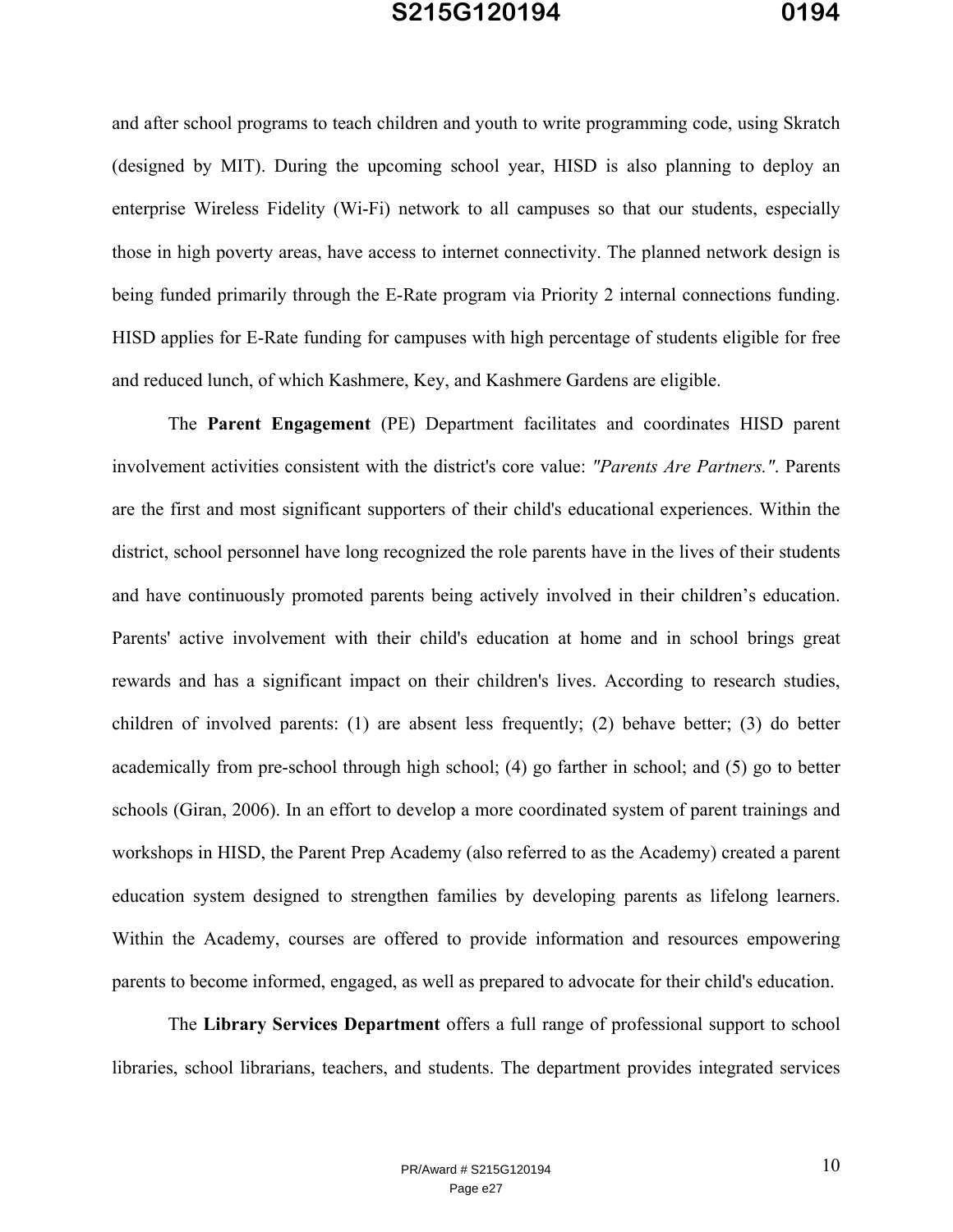and after school programs to teach children and youth to write programming code, using Skratch (designed by MIT). During the upcoming school year, HISD is also planning to deploy an enterprise Wireless Fidelity (Wi-Fi) network to all campuses so that our students, especially those in high poverty areas, have access to internet connectivity. The planned network design is being funded primarily through the E-Rate program via Priority 2 internal connections funding. HISD applies for E-Rate funding for campuses with high percentage of students eligible for free and reduced lunch, of which Kashmere, Key, and Kashmere Gardens are eligible.

The **Parent Engagement** (PE) Department facilitates and coordinates HISD parent involvement activities consistent with the district's core value: *"Parents Are Partners."*. Parents are the first and most significant supporters of their child's educational experiences. Within the district, school personnel have long recognized the role parents have in the lives of their students and have continuously promoted parents being actively involved in their children's education. Parents' active involvement with their child's education at home and in school brings great rewards and has a significant impact on their children's lives. According to research studies, children of involved parents: (1) are absent less frequently; (2) behave better; (3) do better academically from pre-school through high school; (4) go farther in school; and (5) go to better schools (Giran, 2006). In an effort to develop a more coordinated system of parent trainings and workshops in HISD, the Parent Prep Academy (also referred to as the Academy) created a parent education system designed to strengthen families by developing parents as lifelong learners. Within the Academy, courses are offered to provide information and resources empowering parents to become informed, engaged, as well as prepared to advocate for their child's education.

The **Library Services Department** offers a full range of professional support to school libraries, school librarians, teachers, and students. The department provides integrated services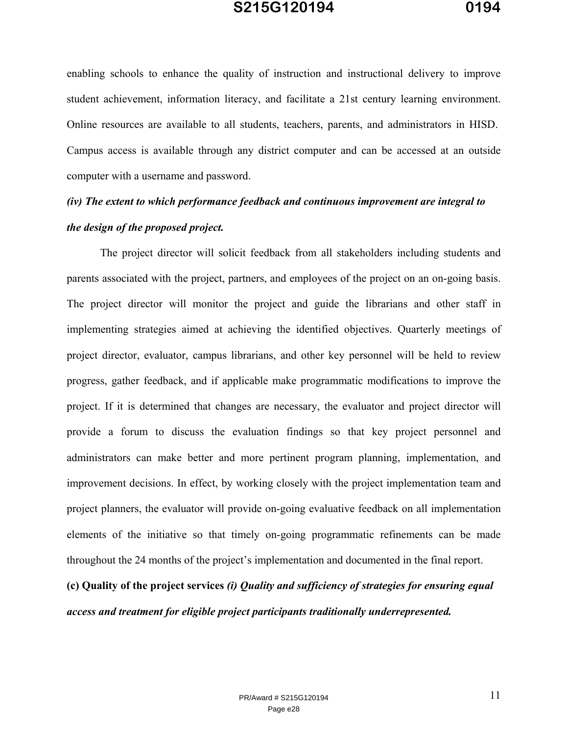enabling schools to enhance the quality of instruction and instructional delivery to improve student achievement, information literacy, and facilitate a 21st century learning environment. Online resources are available to all students, teachers, parents, and administrators in HISD. Campus access is available through any district computer and can be accessed at an outside computer with a username and password.

***(iv) The extent to which performance feedback and continuous improvement are integral to the design of the proposed project.***

The project director will solicit feedback from all stakeholders including students and parents associated with the project, partners, and employees of the project on an on-going basis. The project director will monitor the project and guide the librarians and other staff in implementing strategies aimed at achieving the identified objectives. Quarterly meetings of project director, evaluator, campus librarians, and other key personnel will be held to review progress, gather feedback, and if applicable make programmatic modifications to improve the project. If it is determined that changes are necessary, the evaluator and project director will provide a forum to discuss the evaluation findings so that key project personnel and administrators can make better and more pertinent program planning, implementation, and improvement decisions. In effect, by working closely with the project implementation team and project planners, the evaluator will provide on-going evaluative feedback on all implementation elements of the initiative so that timely on-going programmatic refinements can be made throughout the 24 months of the project's implementation and documented in the final report.

**(c) Quality of the project services** ***(i) Quality and sufficiency of strategies for ensuring equal access and treatment for eligible project participants traditionally underrepresented.***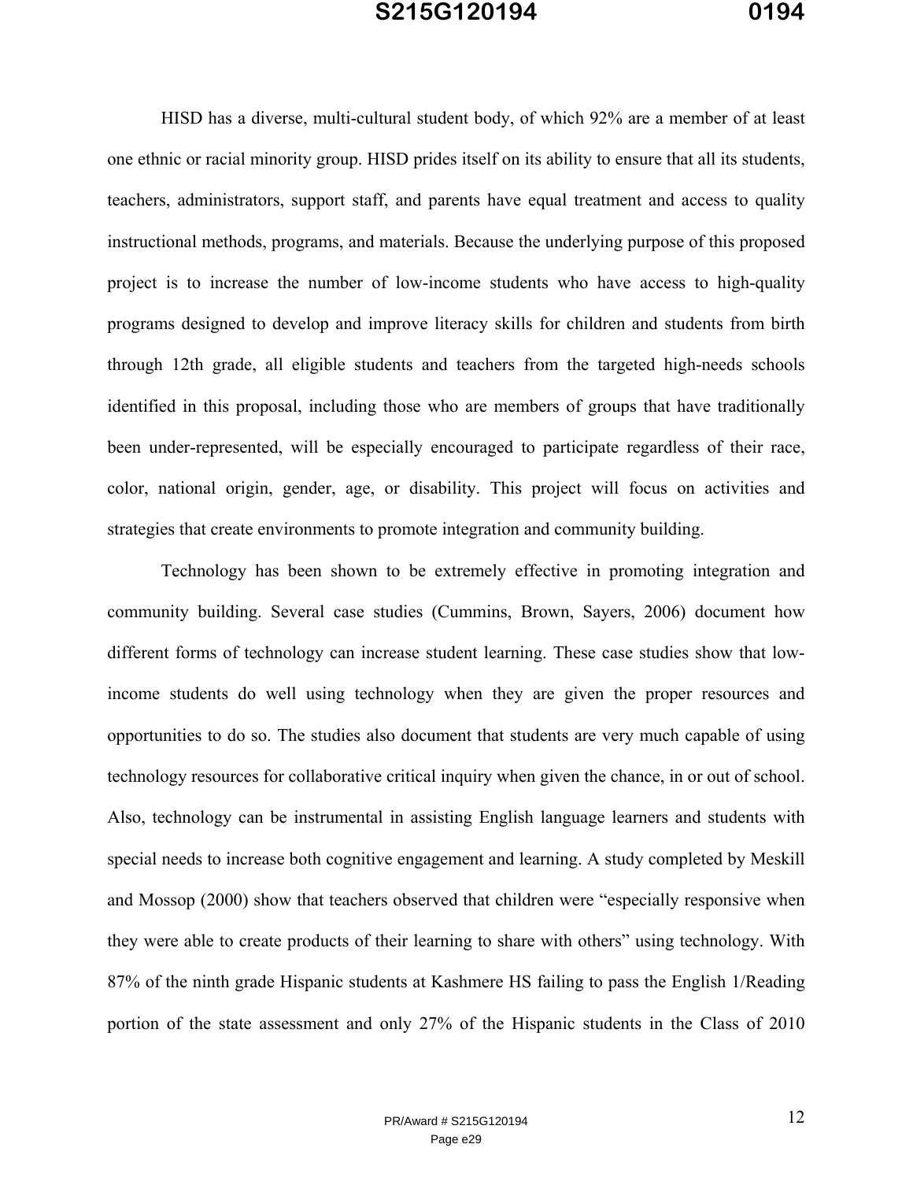HISD has a diverse, multi-cultural student body, of which 92% are a member of at least one ethnic or racial minority group. HISD prides itself on its ability to ensure that all its students, teachers, administrators, support staff, and parents have equal treatment and access to quality instructional methods, programs, and materials. Because the underlying purpose of this proposed project is to increase the number of low-income students who have access to high-quality programs designed to develop and improve literacy skills for children and students from birth through 12th grade, all eligible students and teachers from the targeted high-needs schools identified in this proposal, including those who are members of groups that have traditionally been under-represented, will be especially encouraged to participate regardless of their race, color, national origin, gender, age, or disability. This project will focus on activities and strategies that create environments to promote integration and community building.

Technology has been shown to be extremely effective in promoting integration and community building. Several case studies (Cummins, Brown, Sayers, 2006) document how different forms of technology can increase student learning. These case studies show that low-income students do well using technology when they are given the proper resources and opportunities to do so. The studies also document that students are very much capable of using technology resources for collaborative critical inquiry when given the chance, in or out of school. Also, technology can be instrumental in assisting English language learners and students with special needs to increase both cognitive engagement and learning. A study completed by Meskill and Mossop (2000) show that teachers observed that children were "especially responsive when they were able to create products of their learning to share with others" using technology. With 87% of the ninth grade Hispanic students at Kashmere HS failing to pass the English 1/Reading portion of the state assessment and only 27% of the Hispanic students in the Class of 2010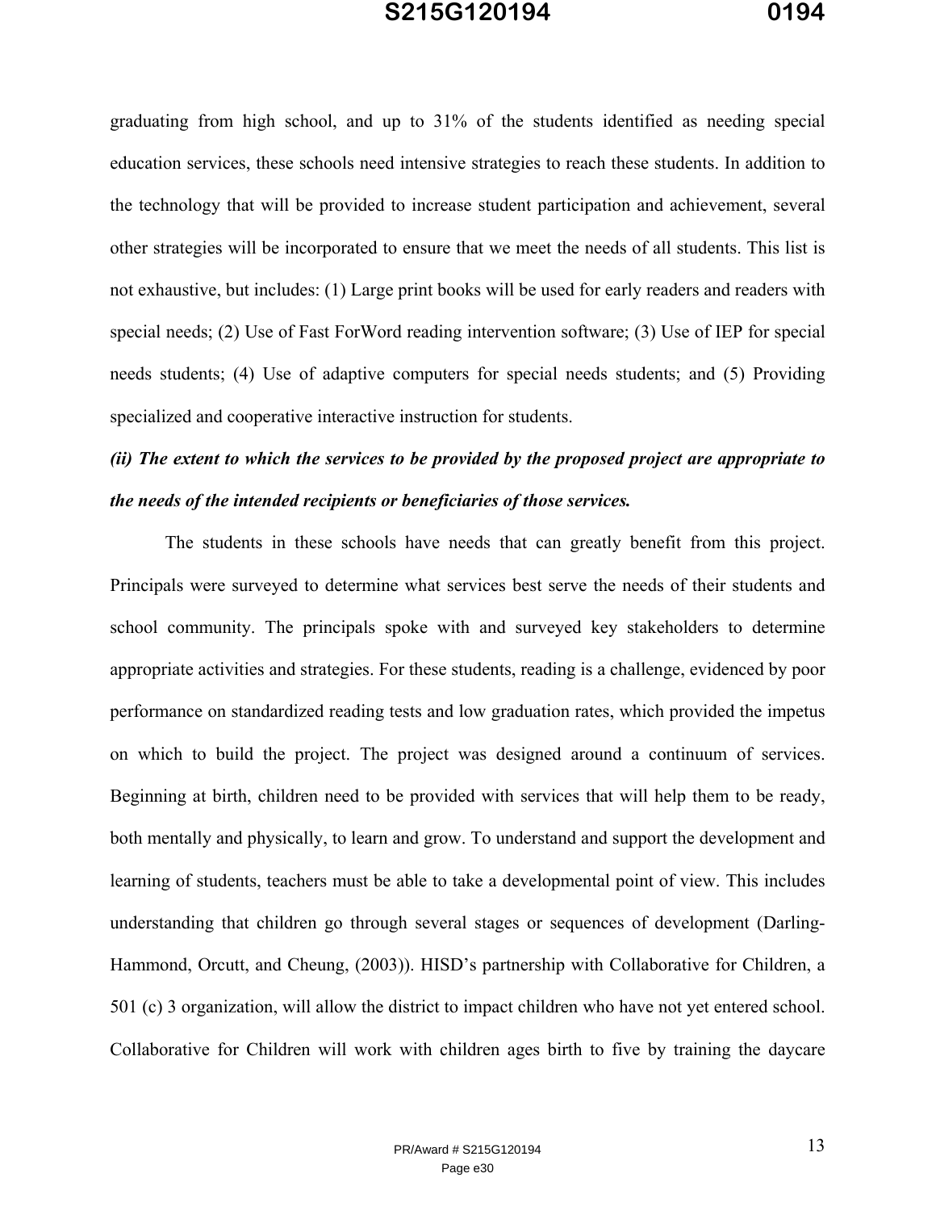graduating from high school, and up to 31% of the students identified as needing special education services, these schools need intensive strategies to reach these students. In addition to the technology that will be provided to increase student participation and achievement, several other strategies will be incorporated to ensure that we meet the needs of all students. This list is not exhaustive, but includes: (1) Large print books will be used for early readers and readers with special needs; (2) Use of Fast ForWord reading intervention software; (3) Use of IEP for special needs students; (4) Use of adaptive computers for special needs students; and (5) Providing specialized and cooperative interactive instruction for students.

***(ii) The extent to which the services to be provided by the proposed project are appropriate to the needs of the intended recipients or beneficiaries of those services.***

The students in these schools have needs that can greatly benefit from this project. Principals were surveyed to determine what services best serve the needs of their students and school community. The principals spoke with and surveyed key stakeholders to determine appropriate activities and strategies. For these students, reading is a challenge, evidenced by poor performance on standardized reading tests and low graduation rates, which provided the impetus on which to build the project. The project was designed around a continuum of services. Beginning at birth, children need to be provided with services that will help them to be ready, both mentally and physically, to learn and grow. To understand and support the development and learning of students, teachers must be able to take a developmental point of view. This includes understanding that children go through several stages or sequences of development (Darling-Hammond, Orcutt, and Cheung, (2003)). HISD's partnership with Collaborative for Children, a 501 (c) 3 organization, will allow the district to impact children who have not yet entered school. Collaborative for Children will work with children ages birth to five by training the daycare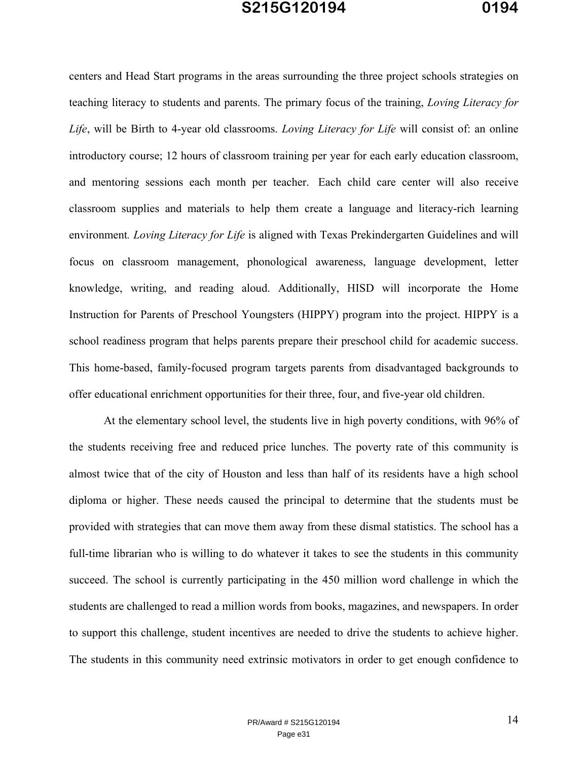centers and Head Start programs in the areas surrounding the three project schools strategies on teaching literacy to students and parents. The primary focus of the training, *Loving Literacy for Life*, will be Birth to 4-year old classrooms. *Loving Literacy for Life* will consist of: an online introductory course; 12 hours of classroom training per year for each early education classroom, and mentoring sessions each month per teacher. Each child care center will also receive classroom supplies and materials to help them create a language and literacy-rich learning environment. *Loving Literacy for Life* is aligned with Texas Prekindergarten Guidelines and will focus on classroom management, phonological awareness, language development, letter knowledge, writing, and reading aloud. Additionally, HISD will incorporate the Home Instruction for Parents of Preschool Youngsters (HIPPY) program into the project. HIPPY is a school readiness program that helps parents prepare their preschool child for academic success. This home-based, family-focused program targets parents from disadvantaged backgrounds to offer educational enrichment opportunities for their three, four, and five-year old children.

At the elementary school level, the students live in high poverty conditions, with 96% of the students receiving free and reduced price lunches. The poverty rate of this community is almost twice that of the city of Houston and less than half of its residents have a high school diploma or higher. These needs caused the principal to determine that the students must be provided with strategies that can move them away from these dismal statistics. The school has a full-time librarian who is willing to do whatever it takes to see the students in this community succeed. The school is currently participating in the 450 million word challenge in which the students are challenged to read a million words from books, magazines, and newspapers. In order to support this challenge, student incentives are needed to drive the students to achieve higher. The students in this community need extrinsic motivators in order to get enough confidence to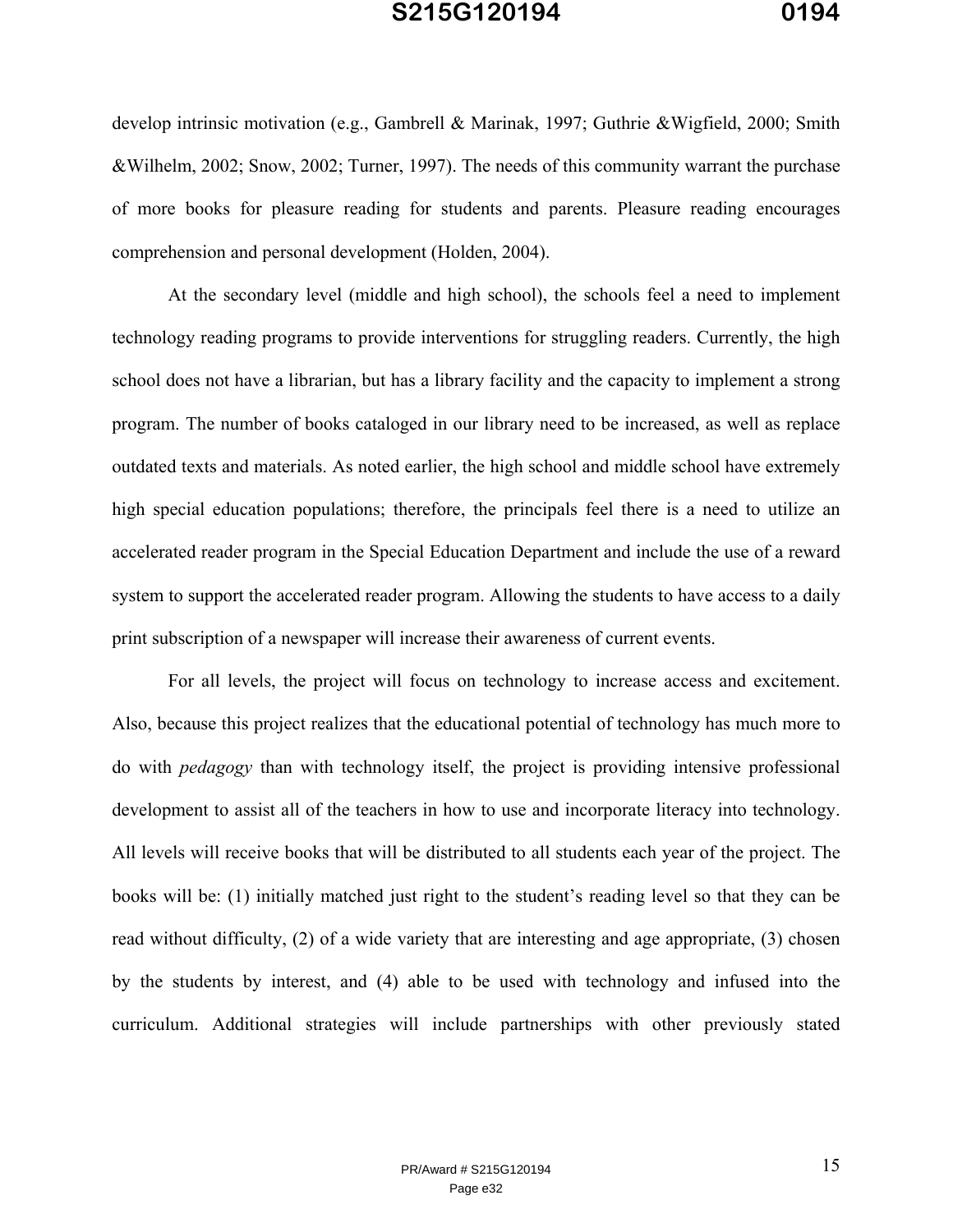develop intrinsic motivation (e.g., Gambrell & Marinak, 1997; Guthrie &Wigfield, 2000; Smith &Wilhelm, 2002; Snow, 2002; Turner, 1997). The needs of this community warrant the purchase of more books for pleasure reading for students and parents. Pleasure reading encourages comprehension and personal development (Holden, 2004).

At the secondary level (middle and high school), the schools feel a need to implement technology reading programs to provide interventions for struggling readers. Currently, the high school does not have a librarian, but has a library facility and the capacity to implement a strong program. The number of books cataloged in our library need to be increased, as well as replace outdated texts and materials. As noted earlier, the high school and middle school have extremely high special education populations; therefore, the principals feel there is a need to utilize an accelerated reader program in the Special Education Department and include the use of a reward system to support the accelerated reader program. Allowing the students to have access to a daily print subscription of a newspaper will increase their awareness of current events.

For all levels, the project will focus on technology to increase access and excitement. Also, because this project realizes that the educational potential of technology has much more to do with *pedagogy* than with technology itself, the project is providing intensive professional development to assist all of the teachers in how to use and incorporate literacy into technology. All levels will receive books that will be distributed to all students each year of the project. The books will be: (1) initially matched just right to the student's reading level so that they can be read without difficulty, (2) of a wide variety that are interesting and age appropriate, (3) chosen by the students by interest, and (4) able to be used with technology and infused into the curriculum. Additional strategies will include partnerships with other previously stated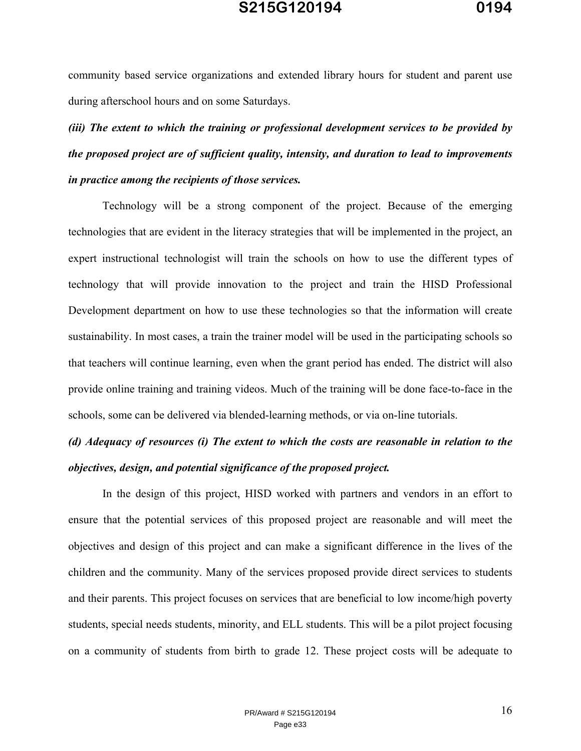community based service organizations and extended library hours for student and parent use during afterschool hours and on some Saturdays.

***(iii) The extent to which the training or professional development services to be provided by the proposed project are of sufficient quality, intensity, and duration to lead to improvements in practice among the recipients of those services.***

Technology will be a strong component of the project. Because of the emerging technologies that are evident in the literacy strategies that will be implemented in the project, an expert instructional technologist will train the schools on how to use the different types of technology that will provide innovation to the project and train the HISD Professional Development department on how to use these technologies so that the information will create sustainability. In most cases, a train the trainer model will be used in the participating schools so that teachers will continue learning, even when the grant period has ended. The district will also provide online training and training videos. Much of the training will be done face-to-face in the schools, some can be delivered via blended-learning methods, or via on-line tutorials.

***(d) Adequacy of resources (i) The extent to which the costs are reasonable in relation to the objectives, design, and potential significance of the proposed project.***

In the design of this project, HISD worked with partners and vendors in an effort to ensure that the potential services of this proposed project are reasonable and will meet the objectives and design of this project and can make a significant difference in the lives of the children and the community. Many of the services proposed provide direct services to students and their parents. This project focuses on services that are beneficial to low income/high poverty students, special needs students, minority, and ELL students. This will be a pilot project focusing on a community of students from birth to grade 12. These project costs will be adequate to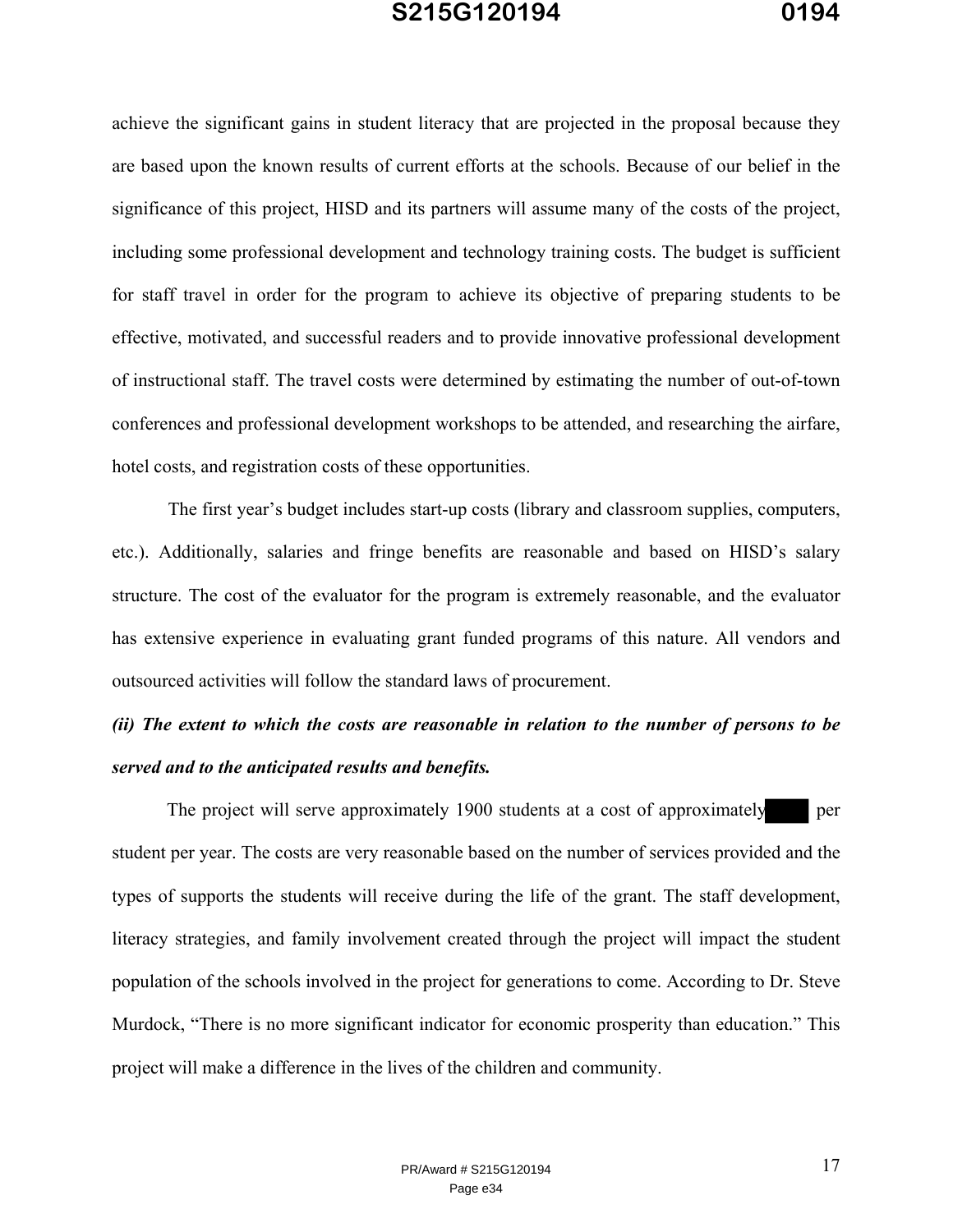achieve the significant gains in student literacy that are projected in the proposal because they are based upon the known results of current efforts at the schools. Because of our belief in the significance of this project, HISD and its partners will assume many of the costs of the project, including some professional development and technology training costs. The budget is sufficient for staff travel in order for the program to achieve its objective of preparing students to be effective, motivated, and successful readers and to provide innovative professional development of instructional staff. The travel costs were determined by estimating the number of out-of-town conferences and professional development workshops to be attended, and researching the airfare, hotel costs, and registration costs of these opportunities.

The first year's budget includes start-up costs (library and classroom supplies, computers, etc.). Additionally, salaries and fringe benefits are reasonable and based on HISD's salary structure. The cost of the evaluator for the program is extremely reasonable, and the evaluator has extensive experience in evaluating grant funded programs of this nature. All vendors and outsourced activities will follow the standard laws of procurement.

***(ii) The extent to which the costs are reasonable in relation to the number of persons to be served and to the anticipated results and benefits.***

The project will serve approximately 1900 students at a cost of approximately ████ per student per year. The costs are very reasonable based on the number of services provided and the types of supports the students will receive during the life of the grant. The staff development, literacy strategies, and family involvement created through the project will impact the student population of the schools involved in the project for generations to come. According to Dr. Steve Murdock, "There is no more significant indicator for economic prosperity than education." This project will make a difference in the lives of the children and community.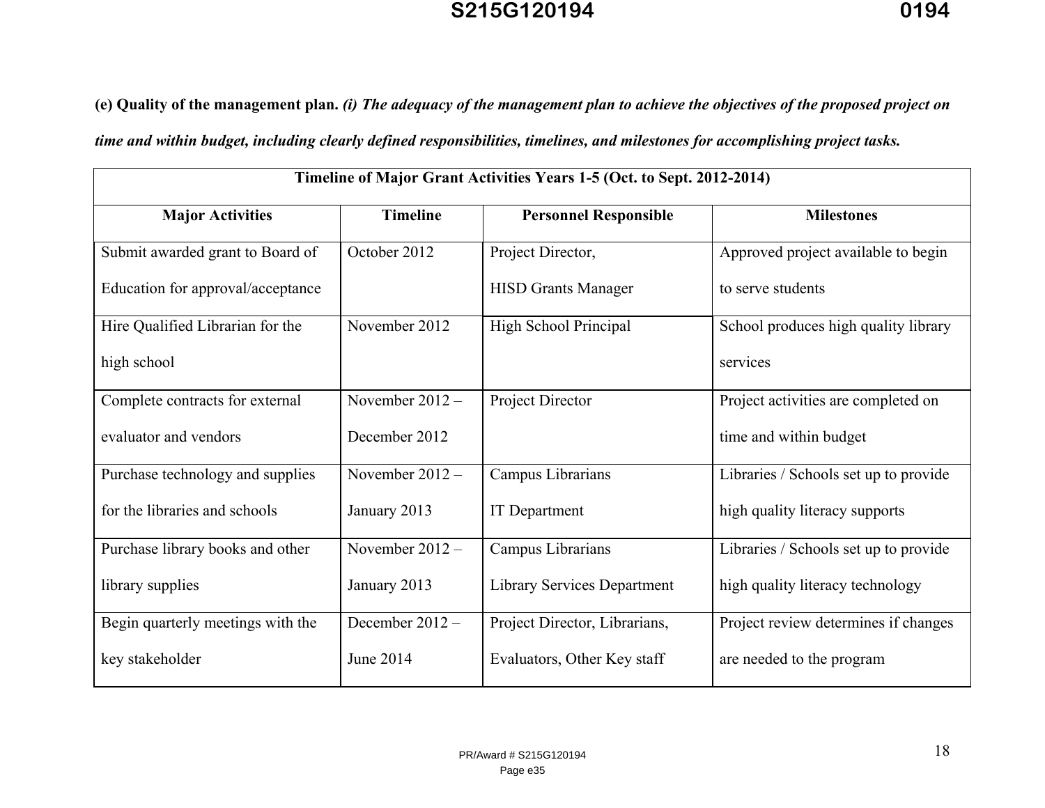**(e) Quality of the management plan.** ***(i) The adequacy of the management plan to achieve the objectives of the proposed project on time and within budget, including clearly defined responsibilities, timelines, and milestones for accomplishing project tasks.***

| Timeline of Major Grant Activities Years 1-5 (Oct. to Sept. 2012-2014) | | | |
|---|---|---|---|
| **Major Activities** | **Timeline** | **Personnel Responsible** | **Milestones** |
| Submit awarded grant to Board of Education for approval/acceptance | October 2012 | Project Director, HISD Grants Manager | Approved project available to begin to serve students |
| Hire Qualified Librarian for the high school | November 2012 | High School Principal | School produces high quality library services |
| Complete contracts for external evaluator and vendors | November 2012 – December 2012 | Project Director | Project activities are completed on time and within budget |
| Purchase technology and supplies for the libraries and schools | November 2012 – January 2013 | Campus Librarians IT Department | Libraries / Schools set up to provide high quality literacy supports |
| Purchase library books and other library supplies | November 2012 – January 2013 | Campus Librarians Library Services Department | Libraries / Schools set up to provide high quality literacy technology |
| Begin quarterly meetings with the key stakeholder | December 2012 – June 2014 | Project Director, Librarians, Evaluators, Other Key staff | Project review determines if changes are needed to the program |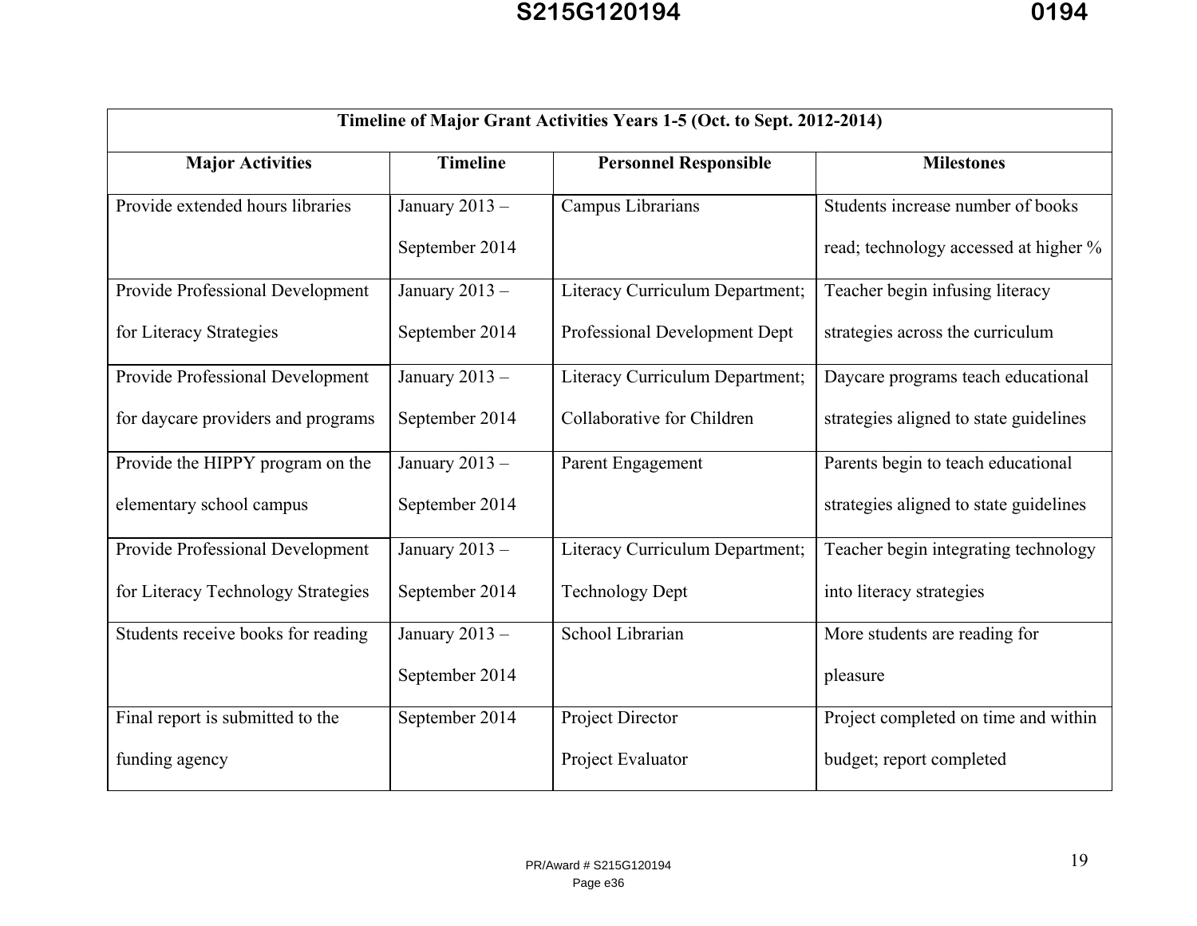| Timeline of Major Grant Activities Years 1-5 (Oct. to Sept. 2012-2014) | | | |
|---|---|---|---|
| **Major Activities** | **Timeline** | **Personnel Responsible** | **Milestones** |
| Provide extended hours libraries | January 2013 – September 2014 | Campus Librarians | Students increase number of books read; technology accessed at higher % |
| Provide Professional Development for Literacy Strategies | January 2013 – September 2014 | Literacy Curriculum Department; Professional Development Dept | Teacher begin infusing literacy strategies across the curriculum |
| Provide Professional Development for daycare providers and programs | January 2013 – September 2014 | Literacy Curriculum Department; Collaborative for Children | Daycare programs teach educational strategies aligned to state guidelines |
| Provide the HIPPY program on the elementary school campus | January 2013 – September 2014 | Parent Engagement | Parents begin to teach educational strategies aligned to state guidelines |
| Provide Professional Development for Literacy Technology Strategies | January 2013 – September 2014 | Literacy Curriculum Department; Technology Dept | Teacher begin integrating technology into literacy strategies |
| Students receive books for reading | January 2013 – September 2014 | School Librarian | More students are reading for pleasure |
| Final report is submitted to the funding agency | September 2014 | Project Director Project Evaluator | Project completed on time and within budget; report completed |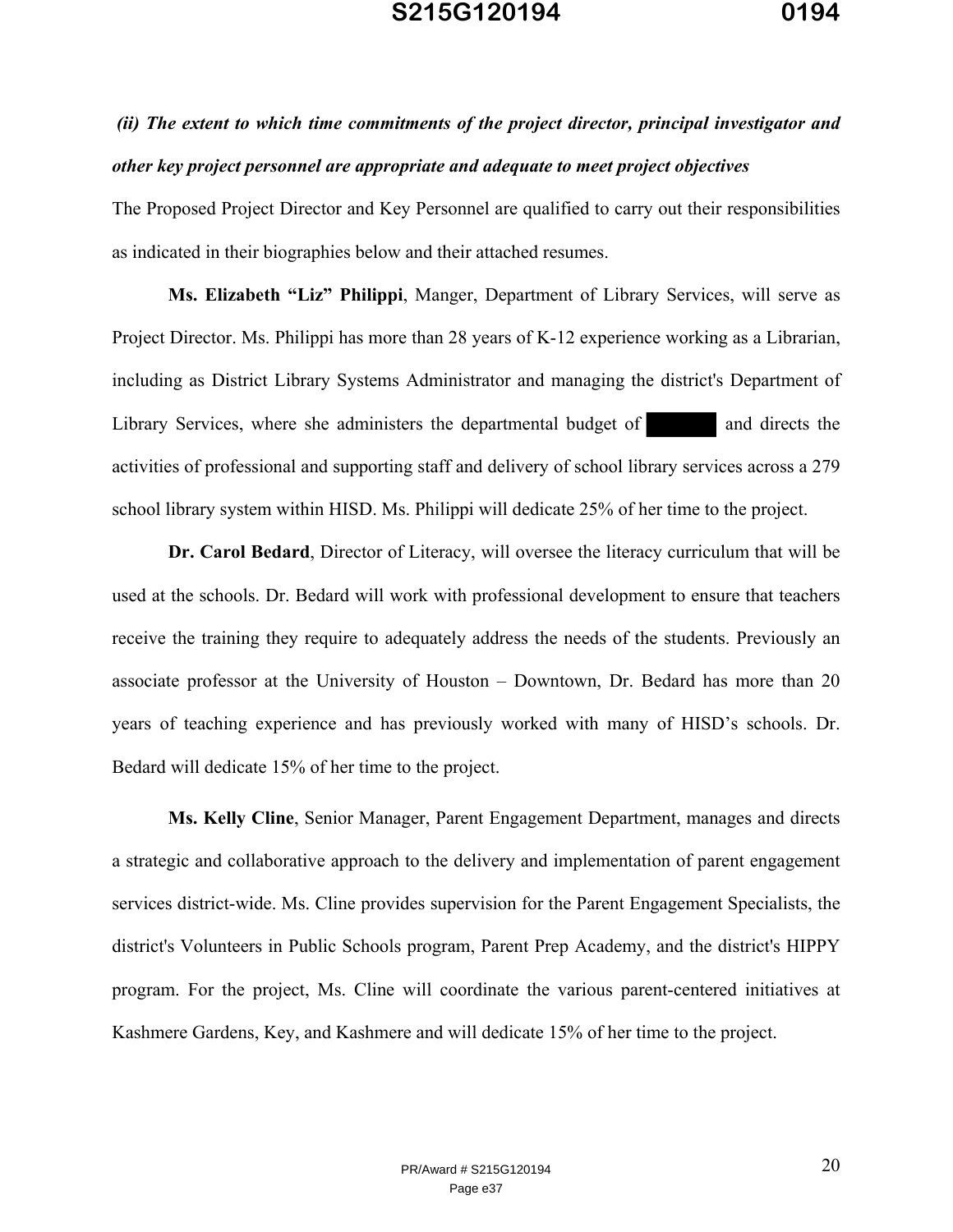***(ii) The extent to which time commitments of the project director, principal investigator and other key project personnel are appropriate and adequate to meet project objectives***

The Proposed Project Director and Key Personnel are qualified to carry out their responsibilities as indicated in their biographies below and their attached resumes.

**Ms. Elizabeth "Liz" Philippi**, Manger, Department of Library Services, will serve as Project Director. Ms. Philippi has more than 28 years of K-12 experience working as a Librarian, including as District Library Systems Administrator and managing the district's Department of Library Services, where she administers the departmental budget of [redacted] and directs the activities of professional and supporting staff and delivery of school library services across a 279 school library system within HISD. Ms. Philippi will dedicate 25% of her time to the project.

**Dr. Carol Bedard**, Director of Literacy, will oversee the literacy curriculum that will be used at the schools. Dr. Bedard will work with professional development to ensure that teachers receive the training they require to adequately address the needs of the students. Previously an associate professor at the University of Houston – Downtown, Dr. Bedard has more than 20 years of teaching experience and has previously worked with many of HISD's schools. Dr. Bedard will dedicate 15% of her time to the project.

**Ms. Kelly Cline**, Senior Manager, Parent Engagement Department, manages and directs a strategic and collaborative approach to the delivery and implementation of parent engagement services district-wide. Ms. Cline provides supervision for the Parent Engagement Specialists, the district's Volunteers in Public Schools program, Parent Prep Academy, and the district's HIPPY program. For the project, Ms. Cline will coordinate the various parent-centered initiatives at Kashmere Gardens, Key, and Kashmere and will dedicate 15% of her time to the project.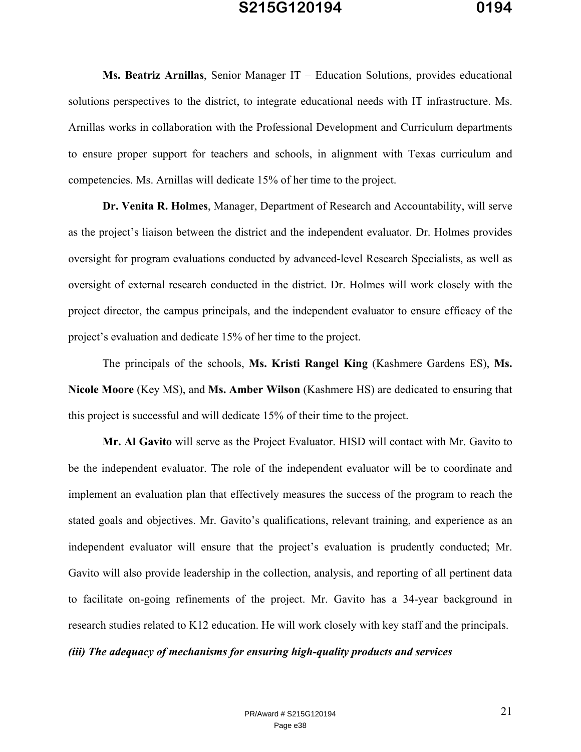**Ms. Beatriz Arnillas**, Senior Manager IT – Education Solutions, provides educational solutions perspectives to the district, to integrate educational needs with IT infrastructure. Ms. Arnillas works in collaboration with the Professional Development and Curriculum departments to ensure proper support for teachers and schools, in alignment with Texas curriculum and competencies. Ms. Arnillas will dedicate 15% of her time to the project.

**Dr. Venita R. Holmes**, Manager, Department of Research and Accountability, will serve as the project's liaison between the district and the independent evaluator. Dr. Holmes provides oversight for program evaluations conducted by advanced-level Research Specialists, as well as oversight of external research conducted in the district. Dr. Holmes will work closely with the project director, the campus principals, and the independent evaluator to ensure efficacy of the project's evaluation and dedicate 15% of her time to the project.

The principals of the schools, **Ms. Kristi Rangel King** (Kashmere Gardens ES), **Ms. Nicole Moore** (Key MS), and **Ms. Amber Wilson** (Kashmere HS) are dedicated to ensuring that this project is successful and will dedicate 15% of their time to the project.

**Mr. Al Gavito** will serve as the Project Evaluator. HISD will contact with Mr. Gavito to be the independent evaluator. The role of the independent evaluator will be to coordinate and implement an evaluation plan that effectively measures the success of the program to reach the stated goals and objectives. Mr. Gavito's qualifications, relevant training, and experience as an independent evaluator will ensure that the project's evaluation is prudently conducted; Mr. Gavito will also provide leadership in the collection, analysis, and reporting of all pertinent data to facilitate on-going refinements of the project. Mr. Gavito has a 34-year background in research studies related to K12 education. He will work closely with key staff and the principals.

***(iii) The adequacy of mechanisms for ensuring high-quality products and services***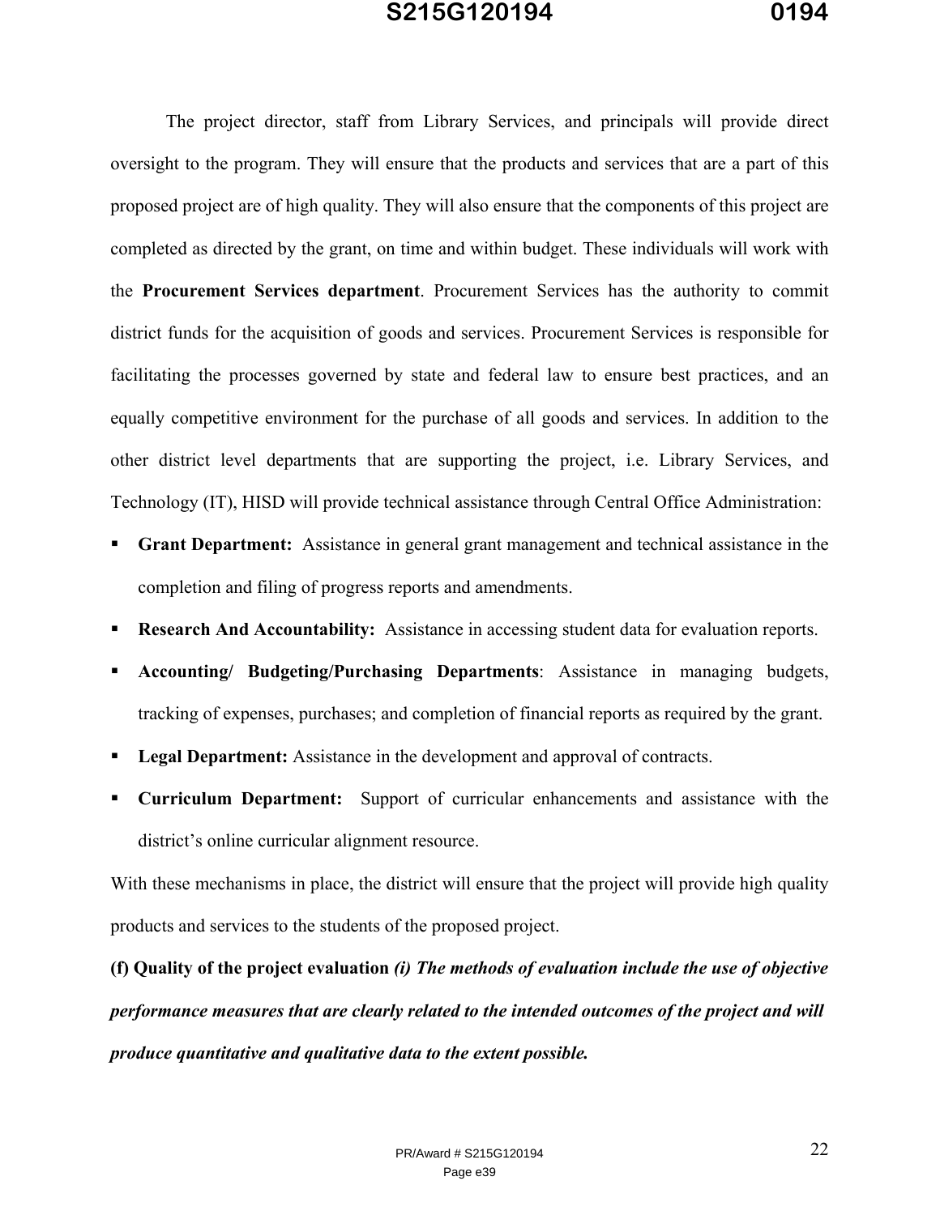The project director, staff from Library Services, and principals will provide direct oversight to the program. They will ensure that the products and services that are a part of this proposed project are of high quality. They will also ensure that the components of this project are completed as directed by the grant, on time and within budget. These individuals will work with the **Procurement Services department**. Procurement Services has the authority to commit district funds for the acquisition of goods and services. Procurement Services is responsible for facilitating the processes governed by state and federal law to ensure best practices, and an equally competitive environment for the purchase of all goods and services. In addition to the other district level departments that are supporting the project, i.e. Library Services, and Technology (IT), HISD will provide technical assistance through Central Office Administration:

- **Grant Department:** Assistance in general grant management and technical assistance in the completion and filing of progress reports and amendments.
- **Research And Accountability:** Assistance in accessing student data for evaluation reports.
- **Accounting/ Budgeting/Purchasing Departments**: Assistance in managing budgets, tracking of expenses, purchases; and completion of financial reports as required by the grant.
- **Legal Department:** Assistance in the development and approval of contracts.
- **Curriculum Department:** Support of curricular enhancements and assistance with the district's online curricular alignment resource.

With these mechanisms in place, the district will ensure that the project will provide high quality products and services to the students of the proposed project.

**(f) Quality of the project evaluation** ***(i) The methods of evaluation include the use of objective performance measures that are clearly related to the intended outcomes of the project and will produce quantitative and qualitative data to the extent possible.***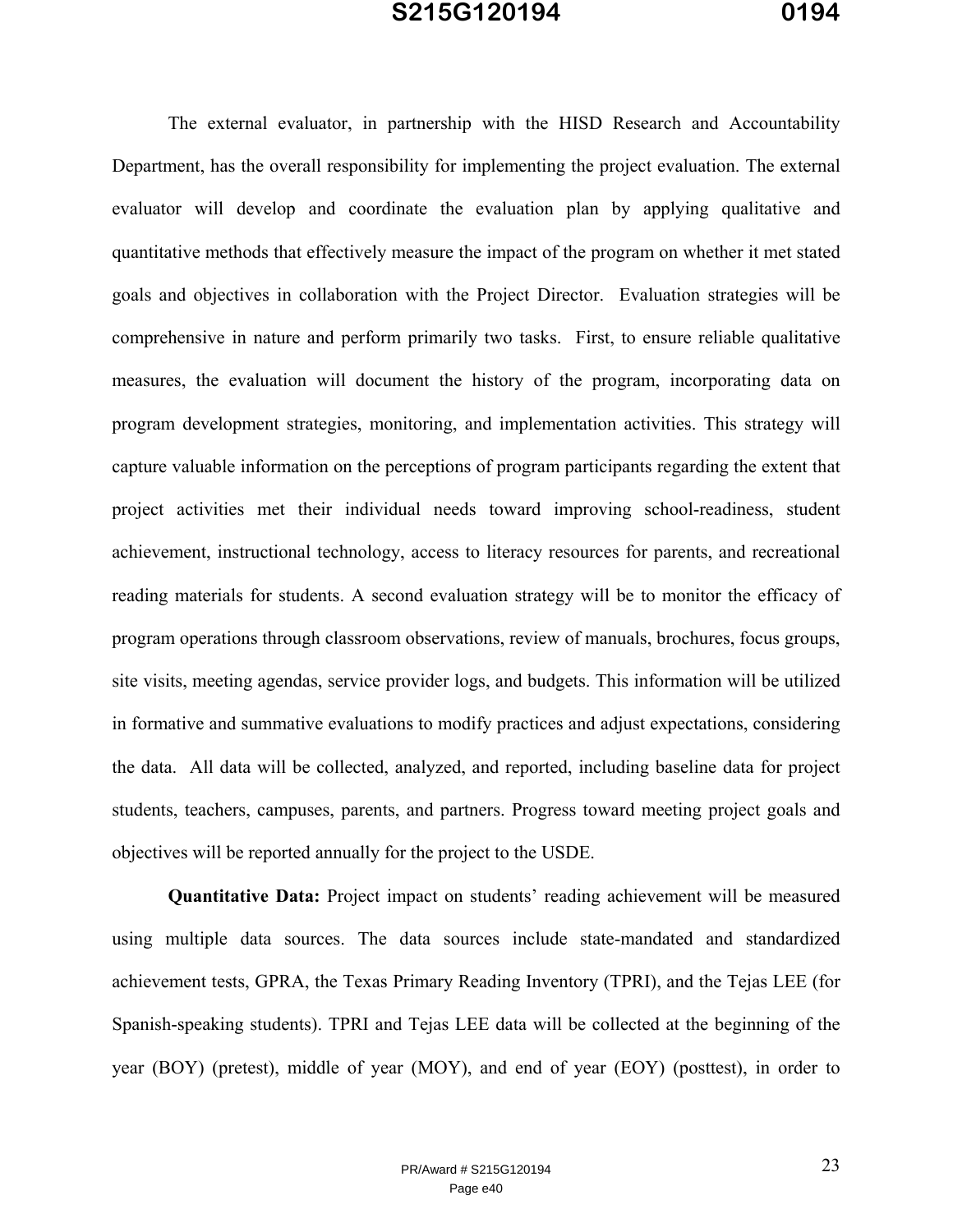The external evaluator, in partnership with the HISD Research and Accountability Department, has the overall responsibility for implementing the project evaluation. The external evaluator will develop and coordinate the evaluation plan by applying qualitative and quantitative methods that effectively measure the impact of the program on whether it met stated goals and objectives in collaboration with the Project Director. Evaluation strategies will be comprehensive in nature and perform primarily two tasks. First, to ensure reliable qualitative measures, the evaluation will document the history of the program, incorporating data on program development strategies, monitoring, and implementation activities. This strategy will capture valuable information on the perceptions of program participants regarding the extent that project activities met their individual needs toward improving school-readiness, student achievement, instructional technology, access to literacy resources for parents, and recreational reading materials for students. A second evaluation strategy will be to monitor the efficacy of program operations through classroom observations, review of manuals, brochures, focus groups, site visits, meeting agendas, service provider logs, and budgets. This information will be utilized in formative and summative evaluations to modify practices and adjust expectations, considering the data. All data will be collected, analyzed, and reported, including baseline data for project students, teachers, campuses, parents, and partners. Progress toward meeting project goals and objectives will be reported annually for the project to the USDE.

**Quantitative Data:** Project impact on students' reading achievement will be measured using multiple data sources. The data sources include state-mandated and standardized achievement tests, GPRA, the Texas Primary Reading Inventory (TPRI), and the Tejas LEE (for Spanish-speaking students). TPRI and Tejas LEE data will be collected at the beginning of the year (BOY) (pretest), middle of year (MOY), and end of year (EOY) (posttest), in order to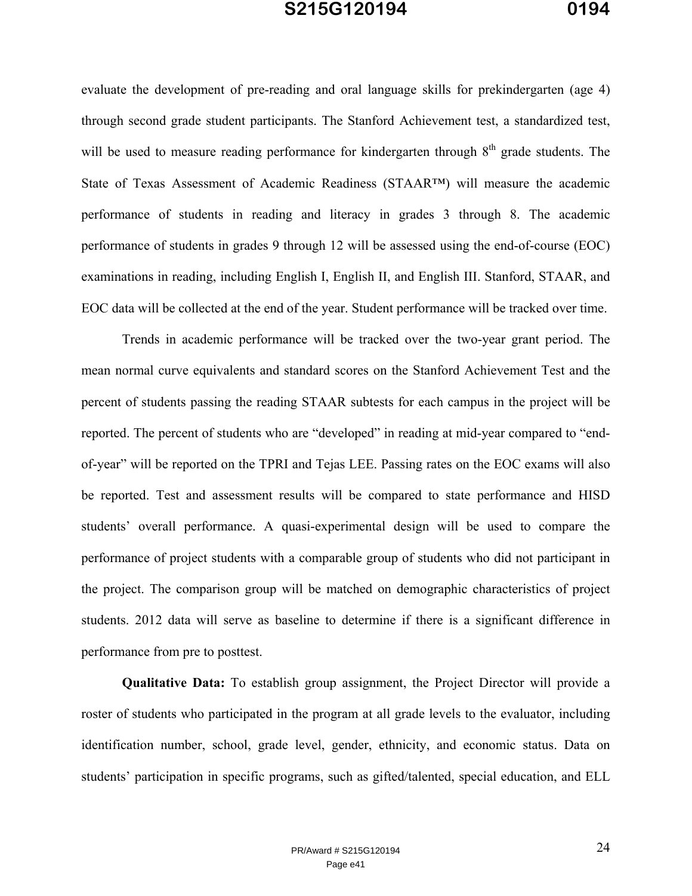evaluate the development of pre-reading and oral language skills for prekindergarten (age 4) through second grade student participants. The Stanford Achievement test, a standardized test, will be used to measure reading performance for kindergarten through 8$^{th}$ grade students. The State of Texas Assessment of Academic Readiness (STAAR™) will measure the academic performance of students in reading and literacy in grades 3 through 8. The academic performance of students in grades 9 through 12 will be assessed using the end-of-course (EOC) examinations in reading, including English I, English II, and English III. Stanford, STAAR, and EOC data will be collected at the end of the year. Student performance will be tracked over time.

Trends in academic performance will be tracked over the two-year grant period. The mean normal curve equivalents and standard scores on the Stanford Achievement Test and the percent of students passing the reading STAAR subtests for each campus in the project will be reported. The percent of students who are "developed" in reading at mid-year compared to "end-of-year" will be reported on the TPRI and Tejas LEE. Passing rates on the EOC exams will also be reported. Test and assessment results will be compared to state performance and HISD students' overall performance. A quasi-experimental design will be used to compare the performance of project students with a comparable group of students who did not participant in the project. The comparison group will be matched on demographic characteristics of project students. 2012 data will serve as baseline to determine if there is a significant difference in performance from pre to posttest.

**Qualitative Data:** To establish group assignment, the Project Director will provide a roster of students who participated in the program at all grade levels to the evaluator, including identification number, school, grade level, gender, ethnicity, and economic status. Data on students' participation in specific programs, such as gifted/talented, special education, and ELL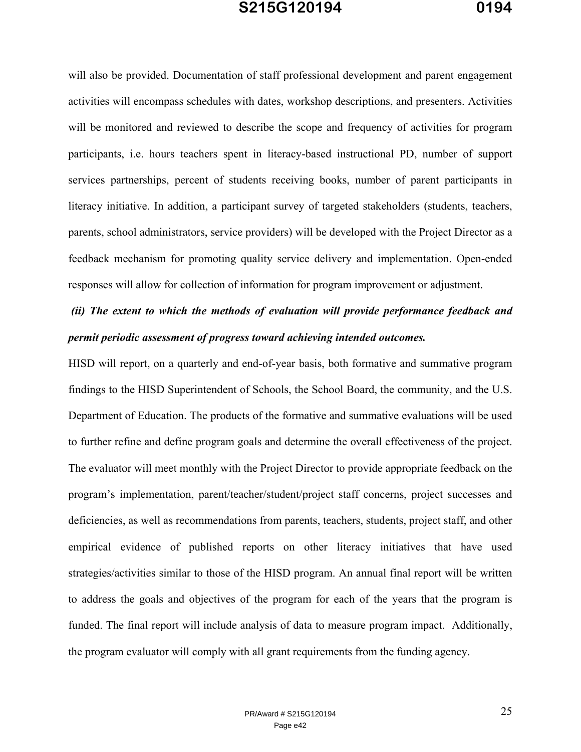will also be provided. Documentation of staff professional development and parent engagement activities will encompass schedules with dates, workshop descriptions, and presenters. Activities will be monitored and reviewed to describe the scope and frequency of activities for program participants, i.e. hours teachers spent in literacy-based instructional PD, number of support services partnerships, percent of students receiving books, number of parent participants in literacy initiative. In addition, a participant survey of targeted stakeholders (students, teachers, parents, school administrators, service providers) will be developed with the Project Director as a feedback mechanism for promoting quality service delivery and implementation. Open-ended responses will allow for collection of information for program improvement or adjustment.

***(ii) The extent to which the methods of evaluation will provide performance feedback and permit periodic assessment of progress toward achieving intended outcomes.***

HISD will report, on a quarterly and end-of-year basis, both formative and summative program findings to the HISD Superintendent of Schools, the School Board, the community, and the U.S. Department of Education. The products of the formative and summative evaluations will be used to further refine and define program goals and determine the overall effectiveness of the project. The evaluator will meet monthly with the Project Director to provide appropriate feedback on the program's implementation, parent/teacher/student/project staff concerns, project successes and deficiencies, as well as recommendations from parents, teachers, students, project staff, and other empirical evidence of published reports on other literacy initiatives that have used strategies/activities similar to those of the HISD program. An annual final report will be written to address the goals and objectives of the program for each of the years that the program is funded. The final report will include analysis of data to measure program impact. Additionally, the program evaluator will comply with all grant requirements from the funding agency.